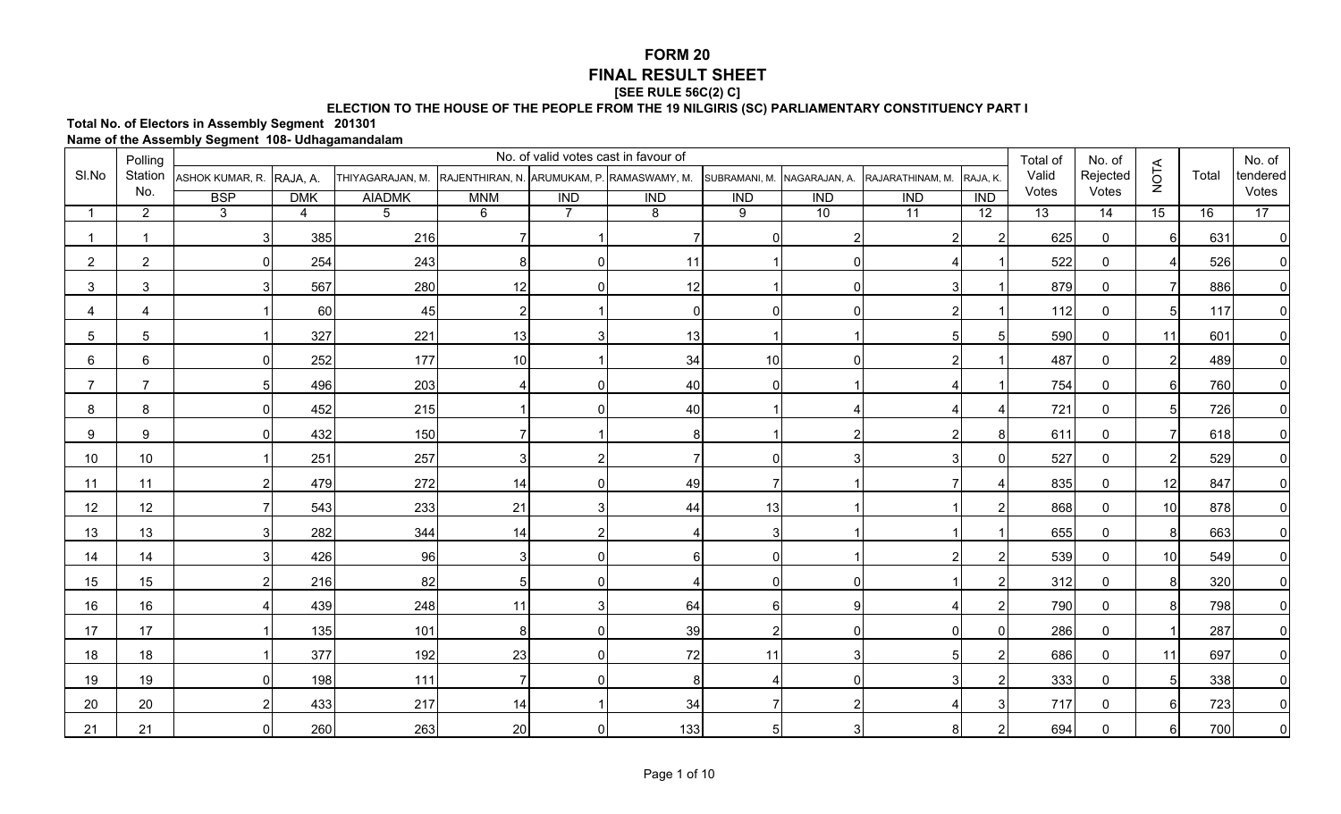# FORM 20

## FINAL RESULT SHEET

**[SEE RULE 56C(2) C]**

**ELECTION TO THE HOUSE OF THE PEOPLE FROM THE 19 NILGIRIS (SC) PARLIAMENTARY CONSTITUENCY PART I**

**Total No. of Electors in Assembly Segment 201301**

**Name of the Assembly Segment 108- Udhagamandalam**

| Sl.No | Polling Station No. | No. of valid votes cast in favour of | | | | | | | | | | Total of Valid Votes | No. of Rejected Votes | NOTA | Total | No. of tendered Votes |
|---|---|---|---|---|---|---|---|---|---|---|---|---|---|---|---|---|
| | | ASHOK KUMAR, R. | RAJA, A. | THIYAGARAJAN, M. | RAJENTHIRAN, N. | ARUMUKAM, P. | RAMASWAMY, M. | SUBRAMANI, M. | NAGARAJAN, A. | RAJARATHINAM, M. | RAJA, K. | | | | | |
| | | BSP | DMK | AIADMK | MNM | IND | IND | IND | IND | IND | IND | | | | | |
| 1 | 2 | 3 | 4 | 5 | 6 | 7 | 8 | 9 | 10 | 11 | 12 | 13 | 14 | 15 | 16 | 17 |
| 1 | 1 | 3 | 385 | 216 | 7 | 1 | 7 | 0 | 2 | 2 | 2 | 625 | 0 | 6 | 631 | 0 |
| 2 | 2 | 0 | 254 | 243 | 8 | 0 | 11 | 1 | 0 | 4 | 1 | 522 | 0 | 4 | 526 | 0 |
| 3 | 3 | 3 | 567 | 280 | 12 | 0 | 12 | 1 | 0 | 3 | 1 | 879 | 0 | 7 | 886 | 0 |
| 4 | 4 | 1 | 60 | 45 | 2 | 1 | 0 | 0 | 0 | 2 | 1 | 112 | 0 | 5 | 117 | 0 |
| 5 | 5 | 1 | 327 | 221 | 13 | 3 | 13 | 1 | 1 | 5 | 5 | 590 | 0 | 11 | 601 | 0 |
| 6 | 6 | 0 | 252 | 177 | 10 | 1 | 34 | 10 | 0 | 2 | 1 | 487 | 0 | 2 | 489 | 0 |
| 7 | 7 | 5 | 496 | 203 | 4 | 0 | 40 | 0 | 1 | 4 | 1 | 754 | 0 | 6 | 760 | 0 |
| 8 | 8 | 0 | 452 | 215 | 1 | 0 | 40 | 1 | 4 | 4 | 4 | 721 | 0 | 5 | 726 | 0 |
| 9 | 9 | 0 | 432 | 150 | 7 | 1 | 8 | 1 | 2 | 2 | 8 | 611 | 0 | 7 | 618 | 0 |
| 10 | 10 | 1 | 251 | 257 | 3 | 2 | 7 | 0 | 3 | 3 | 0 | 527 | 0 | 2 | 529 | 0 |
| 11 | 11 | 2 | 479 | 272 | 14 | 0 | 49 | 7 | 1 | 7 | 4 | 835 | 0 | 12 | 847 | 0 |
| 12 | 12 | 7 | 543 | 233 | 21 | 3 | 44 | 13 | 1 | 1 | 2 | 868 | 0 | 10 | 878 | 0 |
| 13 | 13 | 3 | 282 | 344 | 14 | 2 | 4 | 3 | 1 | 1 | 1 | 655 | 0 | 8 | 663 | 0 |
| 14 | 14 | 3 | 426 | 96 | 3 | 0 | 6 | 0 | 1 | 2 | 2 | 539 | 0 | 10 | 549 | 0 |
| 15 | 15 | 2 | 216 | 82 | 5 | 0 | 4 | 0 | 0 | 1 | 2 | 312 | 0 | 8 | 320 | 0 |
| 16 | 16 | 4 | 439 | 248 | 11 | 3 | 64 | 6 | 9 | 4 | 2 | 790 | 0 | 8 | 798 | 0 |
| 17 | 17 | 1 | 135 | 101 | 8 | 0 | 39 | 2 | 0 | 0 | 0 | 286 | 0 | 1 | 287 | 0 |
| 18 | 18 | 1 | 377 | 192 | 23 | 0 | 72 | 11 | 3 | 5 | 2 | 686 | 0 | 11 | 697 | 0 |
| 19 | 19 | 0 | 198 | 111 | 7 | 0 | 8 | 4 | 0 | 3 | 2 | 333 | 0 | 5 | 338 | 0 |
| 20 | 20 | 2 | 433 | 217 | 14 | 1 | 34 | 7 | 2 | 4 | 3 | 717 | 0 | 6 | 723 | 0 |
| 21 | 21 | 0 | 260 | 263 | 20 | 0 | 133 | 5 | 3 | 8 | 2 | 694 | 0 | 6 | 700 | 0 |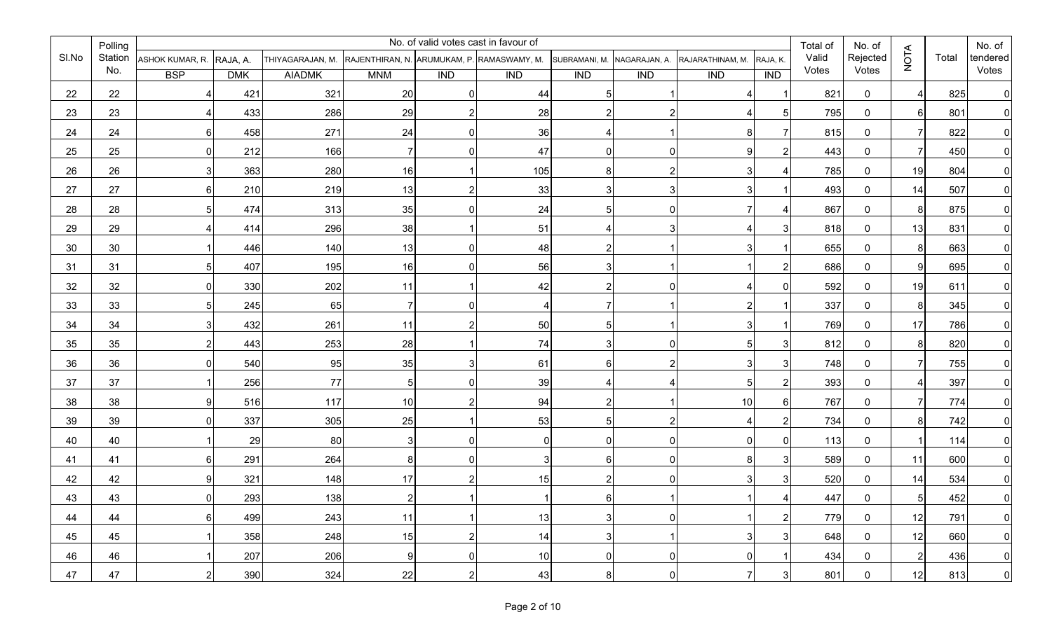| Sl.No | Polling Station No. | No. of valid votes cast in favour of | | | | | | | | | | Total of Valid Votes | No. of Rejected Votes | NOTA | Total | No. of tendered Votes |
|---|---|---|---|---|---|---|---|---|---|---|---|---|---|---|---|---|
| | | ASHOK KUMAR, R. | RAJA, A. | THIYAGARAJAN, M. | RAJENTHIRAN, N. | ARUMUKAM, P. | RAMASWAMY, M. | SUBRAMANI, M. | NAGARAJAN, A. | RAJARATHINAM, M. | RAJA, K. | | | | | |
| | | BSP | DMK | AIADMK | MNM | IND | IND | IND | IND | IND | IND | | | | | |
| 22 | 22 | 4 | 421 | 321 | 20 | 0 | 44 | 5 | 1 | 4 | 1 | 821 | 0 | 4 | 825 | 0 |
| 23 | 23 | 4 | 433 | 286 | 29 | 2 | 28 | 2 | 2 | 4 | 5 | 795 | 0 | 6 | 801 | 0 |
| 24 | 24 | 6 | 458 | 271 | 24 | 0 | 36 | 4 | 1 | 8 | 7 | 815 | 0 | 7 | 822 | 0 |
| 25 | 25 | 0 | 212 | 166 | 7 | 0 | 47 | 0 | 0 | 9 | 2 | 443 | 0 | 7 | 450 | 0 |
| 26 | 26 | 3 | 363 | 280 | 16 | 1 | 105 | 8 | 2 | 3 | 4 | 785 | 0 | 19 | 804 | 0 |
| 27 | 27 | 6 | 210 | 219 | 13 | 2 | 33 | 3 | 3 | 3 | 1 | 493 | 0 | 14 | 507 | 0 |
| 28 | 28 | 5 | 474 | 313 | 35 | 0 | 24 | 5 | 0 | 7 | 4 | 867 | 0 | 8 | 875 | 0 |
| 29 | 29 | 4 | 414 | 296 | 38 | 1 | 51 | 4 | 3 | 4 | 3 | 818 | 0 | 13 | 831 | 0 |
| 30 | 30 | 1 | 446 | 140 | 13 | 0 | 48 | 2 | 1 | 3 | 1 | 655 | 0 | 8 | 663 | 0 |
| 31 | 31 | 5 | 407 | 195 | 16 | 0 | 56 | 3 | 1 | 1 | 2 | 686 | 0 | 9 | 695 | 0 |
| 32 | 32 | 0 | 330 | 202 | 11 | 1 | 42 | 2 | 0 | 4 | 0 | 592 | 0 | 19 | 611 | 0 |
| 33 | 33 | 5 | 245 | 65 | 7 | 0 | 4 | 7 | 1 | 2 | 1 | 337 | 0 | 8 | 345 | 0 |
| 34 | 34 | 3 | 432 | 261 | 11 | 2 | 50 | 5 | 1 | 3 | 1 | 769 | 0 | 17 | 786 | 0 |
| 35 | 35 | 2 | 443 | 253 | 28 | 1 | 74 | 3 | 0 | 5 | 3 | 812 | 0 | 8 | 820 | 0 |
| 36 | 36 | 0 | 540 | 95 | 35 | 3 | 61 | 6 | 2 | 3 | 3 | 748 | 0 | 7 | 755 | 0 |
| 37 | 37 | 1 | 256 | 77 | 5 | 0 | 39 | 4 | 4 | 5 | 2 | 393 | 0 | 4 | 397 | 0 |
| 38 | 38 | 9 | 516 | 117 | 10 | 2 | 94 | 2 | 1 | 10 | 6 | 767 | 0 | 7 | 774 | 0 |
| 39 | 39 | 0 | 337 | 305 | 25 | 1 | 53 | 5 | 2 | 4 | 2 | 734 | 0 | 8 | 742 | 0 |
| 40 | 40 | 1 | 29 | 80 | 3 | 0 | 0 | 0 | 0 | 0 | 0 | 113 | 0 | 1 | 114 | 0 |
| 41 | 41 | 6 | 291 | 264 | 8 | 0 | 3 | 6 | 0 | 8 | 3 | 589 | 0 | 11 | 600 | 0 |
| 42 | 42 | 9 | 321 | 148 | 17 | 2 | 15 | 2 | 0 | 3 | 3 | 520 | 0 | 14 | 534 | 0 |
| 43 | 43 | 0 | 293 | 138 | 2 | 1 | 1 | 6 | 1 | 1 | 4 | 447 | 0 | 5 | 452 | 0 |
| 44 | 44 | 6 | 499 | 243 | 11 | 1 | 13 | 3 | 0 | 1 | 2 | 779 | 0 | 12 | 791 | 0 |
| 45 | 45 | 1 | 358 | 248 | 15 | 2 | 14 | 3 | 1 | 3 | 3 | 648 | 0 | 12 | 660 | 0 |
| 46 | 46 | 1 | 207 | 206 | 9 | 0 | 10 | 0 | 0 | 0 | 1 | 434 | 0 | 2 | 436 | 0 |
| 47 | 47 | 2 | 390 | 324 | 22 | 2 | 43 | 8 | 0 | 7 | 3 | 801 | 0 | 12 | 813 | 0 |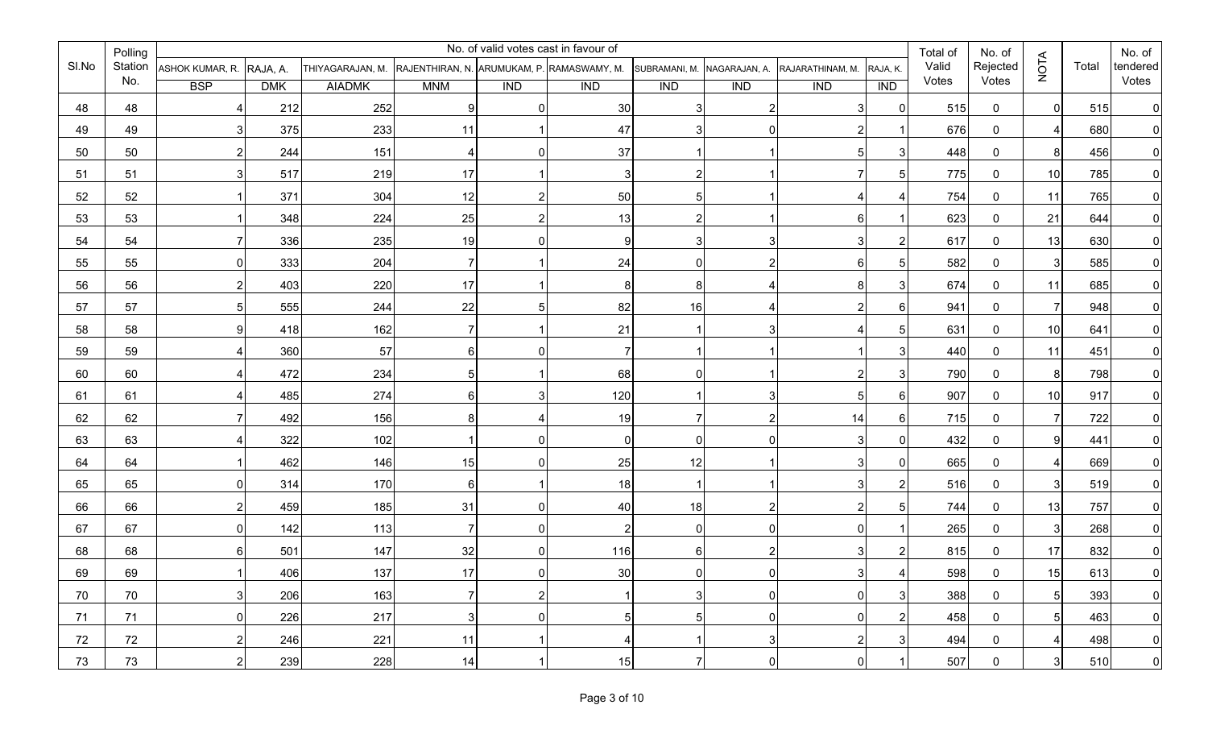| Sl.No | Polling Station No. | No. of valid votes cast in favour of | | | | | | | | | | Total of Valid Votes | No. of Rejected Votes | NOTA | Total | No. of tendered Votes |
|---|---|---|---|---|---|---|---|---|---|---|---|---|---|---|---|---|
| | | ASHOK KUMAR, R. | RAJA, A. | THIYAGARAJAN, M. | RAJENTHIRAN, N. | ARUMUKAM, P. | RAMASWAMY, M. | SUBRAMANI, M. | NAGARAJAN, A. | RAJARATHINAM, M. | RAJA, K. | | | | | |
| | | BSP | DMK | AIADMK | MNM | IND | IND | IND | IND | IND | IND | | | | | |
| 48 | 48 | 4 | 212 | 252 | 9 | 0 | 30 | 3 | 2 | 3 | 0 | 515 | 0 | 0 | 515 | 0 |
| 49 | 49 | 3 | 375 | 233 | 11 | 1 | 47 | 3 | 0 | 2 | 1 | 676 | 0 | 4 | 680 | 0 |
| 50 | 50 | 2 | 244 | 151 | 4 | 0 | 37 | 1 | 1 | 5 | 3 | 448 | 0 | 8 | 456 | 0 |
| 51 | 51 | 3 | 517 | 219 | 17 | 1 | 3 | 2 | 1 | 7 | 5 | 775 | 0 | 10 | 785 | 0 |
| 52 | 52 | 1 | 371 | 304 | 12 | 2 | 50 | 5 | 1 | 4 | 4 | 754 | 0 | 11 | 765 | 0 |
| 53 | 53 | 1 | 348 | 224 | 25 | 2 | 13 | 2 | 1 | 6 | 1 | 623 | 0 | 21 | 644 | 0 |
| 54 | 54 | 7 | 336 | 235 | 19 | 0 | 9 | 3 | 3 | 3 | 2 | 617 | 0 | 13 | 630 | 0 |
| 55 | 55 | 0 | 333 | 204 | 7 | 1 | 24 | 0 | 2 | 6 | 5 | 582 | 0 | 3 | 585 | 0 |
| 56 | 56 | 2 | 403 | 220 | 17 | 1 | 8 | 8 | 4 | 8 | 3 | 674 | 0 | 11 | 685 | 0 |
| 57 | 57 | 5 | 555 | 244 | 22 | 5 | 82 | 16 | 4 | 2 | 6 | 941 | 0 | 7 | 948 | 0 |
| 58 | 58 | 9 | 418 | 162 | 7 | 1 | 21 | 1 | 3 | 4 | 5 | 631 | 0 | 10 | 641 | 0 |
| 59 | 59 | 4 | 360 | 57 | 6 | 0 | 7 | 1 | 1 | 1 | 3 | 440 | 0 | 11 | 451 | 0 |
| 60 | 60 | 4 | 472 | 234 | 5 | 1 | 68 | 0 | 1 | 2 | 3 | 790 | 0 | 8 | 798 | 0 |
| 61 | 61 | 4 | 485 | 274 | 6 | 3 | 120 | 1 | 3 | 5 | 6 | 907 | 0 | 10 | 917 | 0 |
| 62 | 62 | 7 | 492 | 156 | 8 | 4 | 19 | 7 | 2 | 14 | 6 | 715 | 0 | 7 | 722 | 0 |
| 63 | 63 | 4 | 322 | 102 | 1 | 0 | 0 | 0 | 0 | 3 | 0 | 432 | 0 | 9 | 441 | 0 |
| 64 | 64 | 1 | 462 | 146 | 15 | 0 | 25 | 12 | 1 | 3 | 0 | 665 | 0 | 4 | 669 | 0 |
| 65 | 65 | 0 | 314 | 170 | 6 | 1 | 18 | 1 | 1 | 3 | 2 | 516 | 0 | 3 | 519 | 0 |
| 66 | 66 | 2 | 459 | 185 | 31 | 0 | 40 | 18 | 2 | 2 | 5 | 744 | 0 | 13 | 757 | 0 |
| 67 | 67 | 0 | 142 | 113 | 7 | 0 | 2 | 0 | 0 | 0 | 1 | 265 | 0 | 3 | 268 | 0 |
| 68 | 68 | 6 | 501 | 147 | 32 | 0 | 116 | 6 | 2 | 3 | 2 | 815 | 0 | 17 | 832 | 0 |
| 69 | 69 | 1 | 406 | 137 | 17 | 0 | 30 | 0 | 0 | 3 | 4 | 598 | 0 | 15 | 613 | 0 |
| 70 | 70 | 3 | 206 | 163 | 7 | 2 | 1 | 3 | 0 | 0 | 3 | 388 | 0 | 5 | 393 | 0 |
| 71 | 71 | 0 | 226 | 217 | 3 | 0 | 5 | 5 | 0 | 0 | 2 | 458 | 0 | 5 | 463 | 0 |
| 72 | 72 | 2 | 246 | 221 | 11 | 1 | 4 | 1 | 3 | 2 | 3 | 494 | 0 | 4 | 498 | 0 |
| 73 | 73 | 2 | 239 | 228 | 14 | 1 | 15 | 7 | 0 | 0 | 1 | 507 | 0 | 3 | 510 | 0 |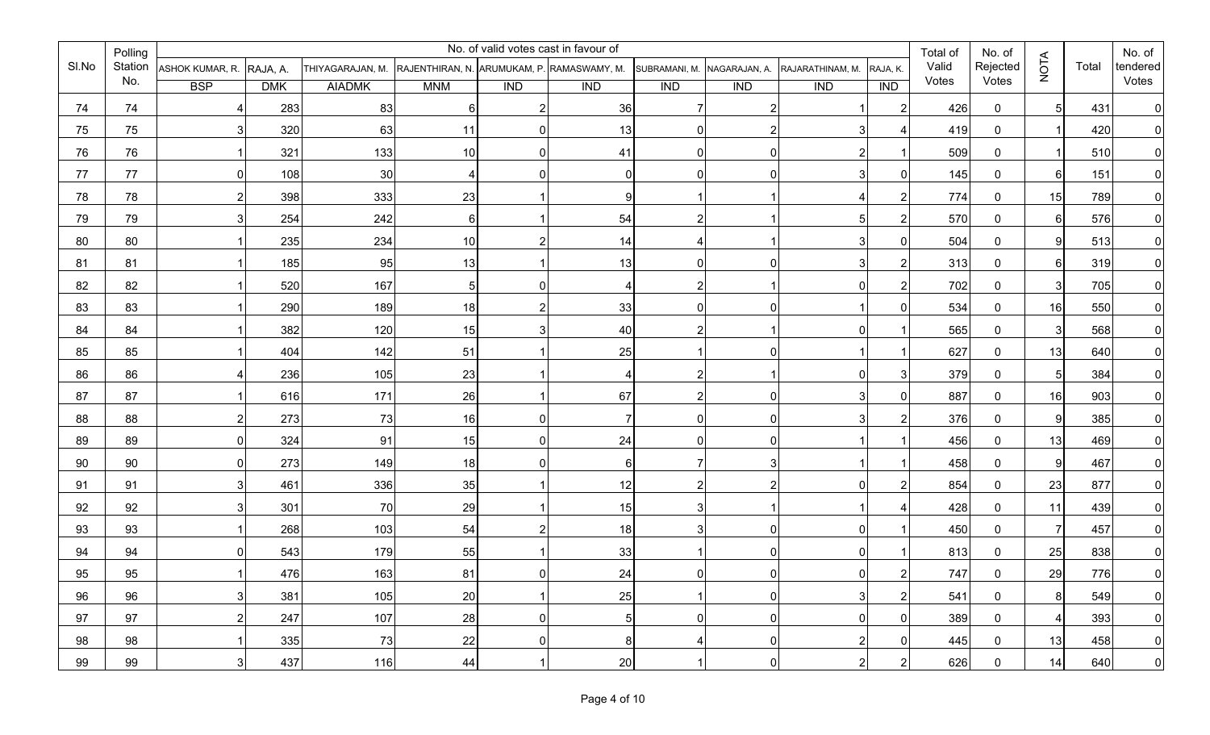| Sl.No | Polling Station No. | No. of valid votes cast in favour of | | | | | | | | | | Total of Valid Votes | No. of Rejected Votes | NOTA | Total | No. of tendered Votes |
|---|---|---|---|---|---|---|---|---|---|---|---|---|---|---|---|---|
| | | ASHOK KUMAR, R. | RAJA, A. | THIYAGARAJAN, M. | RAJENTHIRAN, N. | ARUMUKAM, P. | RAMASWAMY, M. | SUBRAMANI, M. | NAGARAJAN, A. | RAJARATHINAM, M. | RAJA, K. | | | | | |
| | | BSP | DMK | AIADMK | MNM | IND | IND | IND | IND | IND | IND | | | | | |
| 74 | 74 | 4 | 283 | 83 | 6 | 2 | 36 | 7 | 2 | 1 | 2 | 426 | 0 | 5 | 431 | 0 |
| 75 | 75 | 3 | 320 | 63 | 11 | 0 | 13 | 0 | 2 | 3 | 4 | 419 | 0 | 1 | 420 | 0 |
| 76 | 76 | 1 | 321 | 133 | 10 | 0 | 41 | 0 | 0 | 2 | 1 | 509 | 0 | 1 | 510 | 0 |
| 77 | 77 | 0 | 108 | 30 | 4 | 0 | 0 | 0 | 0 | 3 | 0 | 145 | 0 | 6 | 151 | 0 |
| 78 | 78 | 2 | 398 | 333 | 23 | 1 | 9 | 1 | 1 | 4 | 2 | 774 | 0 | 15 | 789 | 0 |
| 79 | 79 | 3 | 254 | 242 | 6 | 1 | 54 | 2 | 1 | 5 | 2 | 570 | 0 | 6 | 576 | 0 |
| 80 | 80 | 1 | 235 | 234 | 10 | 2 | 14 | 4 | 1 | 3 | 0 | 504 | 0 | 9 | 513 | 0 |
| 81 | 81 | 1 | 185 | 95 | 13 | 1 | 13 | 0 | 0 | 3 | 2 | 313 | 0 | 6 | 319 | 0 |
| 82 | 82 | 1 | 520 | 167 | 5 | 0 | 4 | 2 | 1 | 0 | 2 | 702 | 0 | 3 | 705 | 0 |
| 83 | 83 | 1 | 290 | 189 | 18 | 2 | 33 | 0 | 0 | 1 | 0 | 534 | 0 | 16 | 550 | 0 |
| 84 | 84 | 1 | 382 | 120 | 15 | 3 | 40 | 2 | 1 | 0 | 1 | 565 | 0 | 3 | 568 | 0 |
| 85 | 85 | 1 | 404 | 142 | 51 | 1 | 25 | 1 | 0 | 1 | 1 | 627 | 0 | 13 | 640 | 0 |
| 86 | 86 | 4 | 236 | 105 | 23 | 1 | 4 | 2 | 1 | 0 | 3 | 379 | 0 | 5 | 384 | 0 |
| 87 | 87 | 1 | 616 | 171 | 26 | 1 | 67 | 2 | 0 | 3 | 0 | 887 | 0 | 16 | 903 | 0 |
| 88 | 88 | 2 | 273 | 73 | 16 | 0 | 7 | 0 | 0 | 3 | 2 | 376 | 0 | 9 | 385 | 0 |
| 89 | 89 | 0 | 324 | 91 | 15 | 0 | 24 | 0 | 0 | 1 | 1 | 456 | 0 | 13 | 469 | 0 |
| 90 | 90 | 0 | 273 | 149 | 18 | 0 | 6 | 7 | 3 | 1 | 1 | 458 | 0 | 9 | 467 | 0 |
| 91 | 91 | 3 | 461 | 336 | 35 | 1 | 12 | 2 | 2 | 0 | 2 | 854 | 0 | 23 | 877 | 0 |
| 92 | 92 | 3 | 301 | 70 | 29 | 1 | 15 | 3 | 1 | 1 | 4 | 428 | 0 | 11 | 439 | 0 |
| 93 | 93 | 1 | 268 | 103 | 54 | 2 | 18 | 3 | 0 | 0 | 1 | 450 | 0 | 7 | 457 | 0 |
| 94 | 94 | 0 | 543 | 179 | 55 | 1 | 33 | 1 | 0 | 0 | 1 | 813 | 0 | 25 | 838 | 0 |
| 95 | 95 | 1 | 476 | 163 | 81 | 0 | 24 | 0 | 0 | 0 | 2 | 747 | 0 | 29 | 776 | 0 |
| 96 | 96 | 3 | 381 | 105 | 20 | 1 | 25 | 1 | 0 | 3 | 2 | 541 | 0 | 8 | 549 | 0 |
| 97 | 97 | 2 | 247 | 107 | 28 | 0 | 5 | 0 | 0 | 0 | 0 | 389 | 0 | 4 | 393 | 0 |
| 98 | 98 | 1 | 335 | 73 | 22 | 0 | 8 | 4 | 0 | 2 | 0 | 445 | 0 | 13 | 458 | 0 |
| 99 | 99 | 3 | 437 | 116 | 44 | 1 | 20 | 1 | 0 | 2 | 2 | 626 | 0 | 14 | 640 | 0 |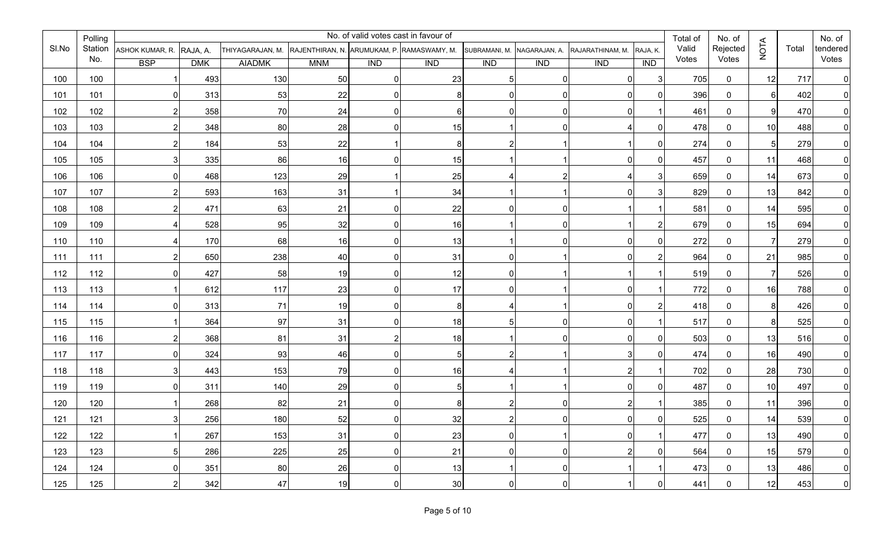| Sl.No | Polling Station No. | No. of valid votes cast in favour of | | | | | | | | | | Total of Valid Votes | No. of Rejected Votes | NOTA | Total | No. of tendered Votes |
|---|---|---|---|---|---|---|---|---|---|---|---|---|---|---|---|---|
| | | ASHOK KUMAR, R. | RAJA, A. | THIYAGARAJAN, M. | RAJENTHIRAN, N. | ARUMUKAM, P. | RAMASWAMY, M. | SUBRAMANI, M. | NAGARAJAN, A. | RAJARATHINAM, M. | RAJA, K. | | | | | |
| | | BSP | DMK | AIADMK | MNM | IND | IND | IND | IND | IND | IND | | | | | |
| 100 | 100 | 1 | 493 | 130 | 50 | 0 | 23 | 5 | 0 | 0 | 3 | 705 | 0 | 12 | 717 | 0 |
| 101 | 101 | 0 | 313 | 53 | 22 | 0 | 8 | 0 | 0 | 0 | 0 | 396 | 0 | 6 | 402 | 0 |
| 102 | 102 | 2 | 358 | 70 | 24 | 0 | 6 | 0 | 0 | 0 | 1 | 461 | 0 | 9 | 470 | 0 |
| 103 | 103 | 2 | 348 | 80 | 28 | 0 | 15 | 1 | 0 | 4 | 0 | 478 | 0 | 10 | 488 | 0 |
| 104 | 104 | 2 | 184 | 53 | 22 | 1 | 8 | 2 | 1 | 1 | 0 | 274 | 0 | 5 | 279 | 0 |
| 105 | 105 | 3 | 335 | 86 | 16 | 0 | 15 | 1 | 1 | 0 | 0 | 457 | 0 | 11 | 468 | 0 |
| 106 | 106 | 0 | 468 | 123 | 29 | 1 | 25 | 4 | 2 | 4 | 3 | 659 | 0 | 14 | 673 | 0 |
| 107 | 107 | 2 | 593 | 163 | 31 | 1 | 34 | 1 | 1 | 0 | 3 | 829 | 0 | 13 | 842 | 0 |
| 108 | 108 | 2 | 471 | 63 | 21 | 0 | 22 | 0 | 0 | 1 | 1 | 581 | 0 | 14 | 595 | 0 |
| 109 | 109 | 4 | 528 | 95 | 32 | 0 | 16 | 1 | 0 | 1 | 2 | 679 | 0 | 15 | 694 | 0 |
| 110 | 110 | 4 | 170 | 68 | 16 | 0 | 13 | 1 | 0 | 0 | 0 | 272 | 0 | 7 | 279 | 0 |
| 111 | 111 | 2 | 650 | 238 | 40 | 0 | 31 | 0 | 1 | 0 | 2 | 964 | 0 | 21 | 985 | 0 |
| 112 | 112 | 0 | 427 | 58 | 19 | 0 | 12 | 0 | 1 | 1 | 1 | 519 | 0 | 7 | 526 | 0 |
| 113 | 113 | 1 | 612 | 117 | 23 | 0 | 17 | 0 | 1 | 0 | 1 | 772 | 0 | 16 | 788 | 0 |
| 114 | 114 | 0 | 313 | 71 | 19 | 0 | 8 | 4 | 1 | 0 | 2 | 418 | 0 | 8 | 426 | 0 |
| 115 | 115 | 1 | 364 | 97 | 31 | 0 | 18 | 5 | 0 | 0 | 1 | 517 | 0 | 8 | 525 | 0 |
| 116 | 116 | 2 | 368 | 81 | 31 | 2 | 18 | 1 | 0 | 0 | 0 | 503 | 0 | 13 | 516 | 0 |
| 117 | 117 | 0 | 324 | 93 | 46 | 0 | 5 | 2 | 1 | 3 | 0 | 474 | 0 | 16 | 490 | 0 |
| 118 | 118 | 3 | 443 | 153 | 79 | 0 | 16 | 4 | 1 | 2 | 1 | 702 | 0 | 28 | 730 | 0 |
| 119 | 119 | 0 | 311 | 140 | 29 | 0 | 5 | 1 | 1 | 0 | 0 | 487 | 0 | 10 | 497 | 0 |
| 120 | 120 | 1 | 268 | 82 | 21 | 0 | 8 | 2 | 0 | 2 | 1 | 385 | 0 | 11 | 396 | 0 |
| 121 | 121 | 3 | 256 | 180 | 52 | 0 | 32 | 2 | 0 | 0 | 0 | 525 | 0 | 14 | 539 | 0 |
| 122 | 122 | 1 | 267 | 153 | 31 | 0 | 23 | 0 | 1 | 0 | 1 | 477 | 0 | 13 | 490 | 0 |
| 123 | 123 | 5 | 286 | 225 | 25 | 0 | 21 | 0 | 0 | 2 | 0 | 564 | 0 | 15 | 579 | 0 |
| 124 | 124 | 0 | 351 | 80 | 26 | 0 | 13 | 1 | 0 | 1 | 1 | 473 | 0 | 13 | 486 | 0 |
| 125 | 125 | 2 | 342 | 47 | 19 | 0 | 30 | 0 | 0 | 1 | 0 | 441 | 0 | 12 | 453 | 0 |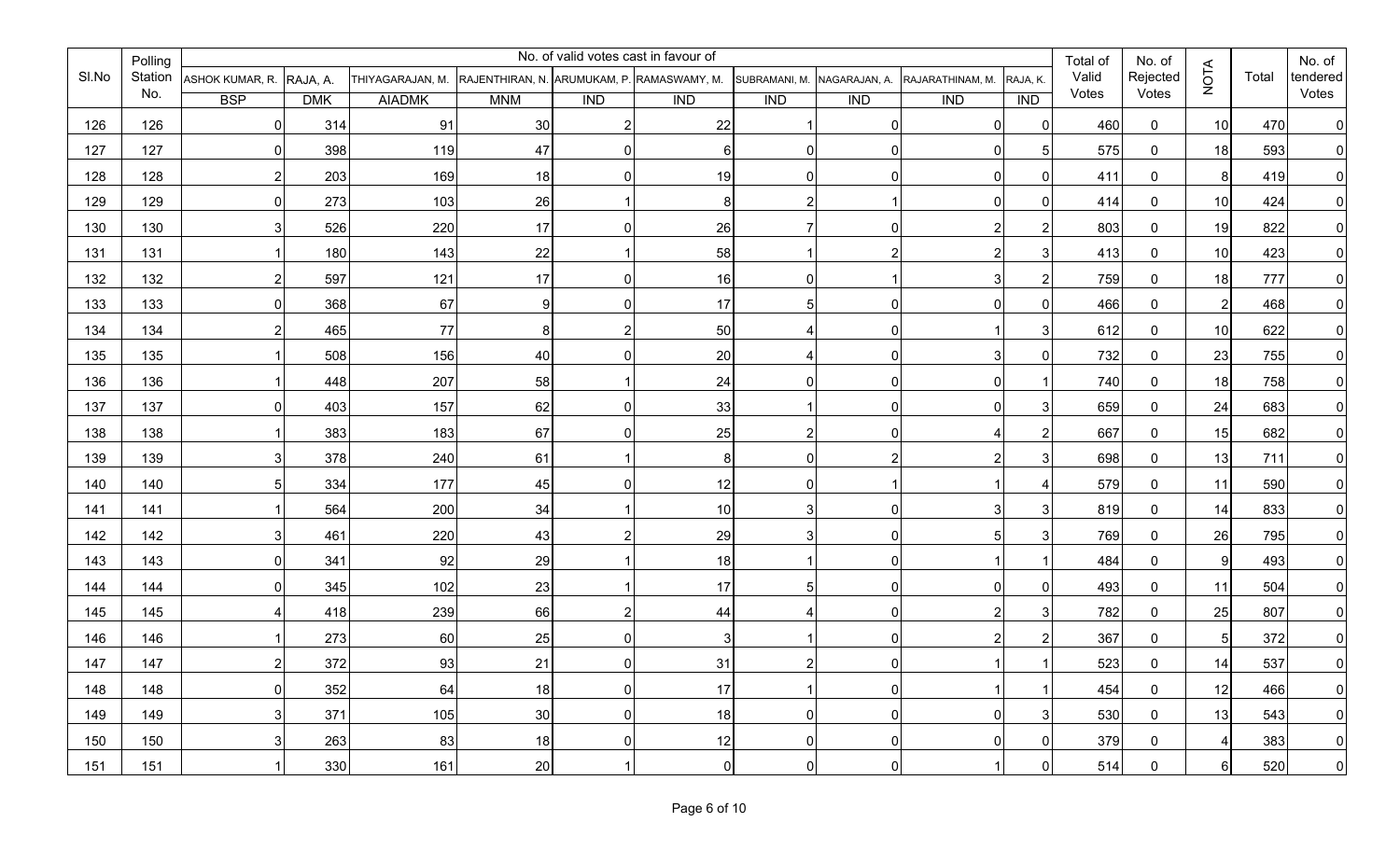| Sl.No | Polling Station No. | No. of valid votes cast in favour of | | | | | | | | | | Total of Valid Votes | No. of Rejected Votes | NOTA | Total | No. of tendered Votes |
|---|---|---|---|---|---|---|---|---|---|---|---|---|---|---|---|---|
| | | ASHOK KUMAR, R. | RAJA, A. | THIYAGARAJAN, M. | RAJENTHIRAN, N. | ARUMUKAM, P. | RAMASWAMY, M. | SUBRAMANI, M. | NAGARAJAN, A. | RAJARATHINAM, M. | RAJA, K. | | | | | |
| | | BSP | DMK | AIADMK | MNM | IND | IND | IND | IND | IND | IND | | | | | |
| 126 | 126 | 0 | 314 | 91 | 30 | 2 | 22 | 1 | 0 | 0 | 0 | 460 | 0 | 10 | 470 | 0 |
| 127 | 127 | 0 | 398 | 119 | 47 | 0 | 6 | 0 | 0 | 0 | 5 | 575 | 0 | 18 | 593 | 0 |
| 128 | 128 | 2 | 203 | 169 | 18 | 0 | 19 | 0 | 0 | 0 | 0 | 411 | 0 | 8 | 419 | 0 |
| 129 | 129 | 0 | 273 | 103 | 26 | 1 | 8 | 2 | 1 | 0 | 0 | 414 | 0 | 10 | 424 | 0 |
| 130 | 130 | 3 | 526 | 220 | 17 | 0 | 26 | 7 | 0 | 2 | 2 | 803 | 0 | 19 | 822 | 0 |
| 131 | 131 | 1 | 180 | 143 | 22 | 1 | 58 | 1 | 2 | 2 | 3 | 413 | 0 | 10 | 423 | 0 |
| 132 | 132 | 2 | 597 | 121 | 17 | 0 | 16 | 0 | 1 | 3 | 2 | 759 | 0 | 18 | 777 | 0 |
| 133 | 133 | 0 | 368 | 67 | 9 | 0 | 17 | 5 | 0 | 0 | 0 | 466 | 0 | 2 | 468 | 0 |
| 134 | 134 | 2 | 465 | 77 | 8 | 2 | 50 | 4 | 0 | 1 | 3 | 612 | 0 | 10 | 622 | 0 |
| 135 | 135 | 1 | 508 | 156 | 40 | 0 | 20 | 4 | 0 | 3 | 0 | 732 | 0 | 23 | 755 | 0 |
| 136 | 136 | 1 | 448 | 207 | 58 | 1 | 24 | 0 | 0 | 0 | 1 | 740 | 0 | 18 | 758 | 0 |
| 137 | 137 | 0 | 403 | 157 | 62 | 0 | 33 | 1 | 0 | 0 | 3 | 659 | 0 | 24 | 683 | 0 |
| 138 | 138 | 1 | 383 | 183 | 67 | 0 | 25 | 2 | 0 | 4 | 2 | 667 | 0 | 15 | 682 | 0 |
| 139 | 139 | 3 | 378 | 240 | 61 | 1 | 8 | 0 | 2 | 2 | 3 | 698 | 0 | 13 | 711 | 0 |
| 140 | 140 | 5 | 334 | 177 | 45 | 0 | 12 | 0 | 1 | 1 | 4 | 579 | 0 | 11 | 590 | 0 |
| 141 | 141 | 1 | 564 | 200 | 34 | 1 | 10 | 3 | 0 | 3 | 3 | 819 | 0 | 14 | 833 | 0 |
| 142 | 142 | 3 | 461 | 220 | 43 | 2 | 29 | 3 | 0 | 5 | 3 | 769 | 0 | 26 | 795 | 0 |
| 143 | 143 | 0 | 341 | 92 | 29 | 1 | 18 | 1 | 0 | 1 | 1 | 484 | 0 | 9 | 493 | 0 |
| 144 | 144 | 0 | 345 | 102 | 23 | 1 | 17 | 5 | 0 | 0 | 0 | 493 | 0 | 11 | 504 | 0 |
| 145 | 145 | 4 | 418 | 239 | 66 | 2 | 44 | 4 | 0 | 2 | 3 | 782 | 0 | 25 | 807 | 0 |
| 146 | 146 | 1 | 273 | 60 | 25 | 0 | 3 | 1 | 0 | 2 | 2 | 367 | 0 | 5 | 372 | 0 |
| 147 | 147 | 2 | 372 | 93 | 21 | 0 | 31 | 2 | 0 | 1 | 1 | 523 | 0 | 14 | 537 | 0 |
| 148 | 148 | 0 | 352 | 64 | 18 | 0 | 17 | 1 | 0 | 1 | 1 | 454 | 0 | 12 | 466 | 0 |
| 149 | 149 | 3 | 371 | 105 | 30 | 0 | 18 | 0 | 0 | 0 | 3 | 530 | 0 | 13 | 543 | 0 |
| 150 | 150 | 3 | 263 | 83 | 18 | 0 | 12 | 0 | 0 | 0 | 0 | 379 | 0 | 4 | 383 | 0 |
| 151 | 151 | 1 | 330 | 161 | 20 | 1 | 0 | 0 | 0 | 1 | 0 | 514 | 0 | 6 | 520 | 0 |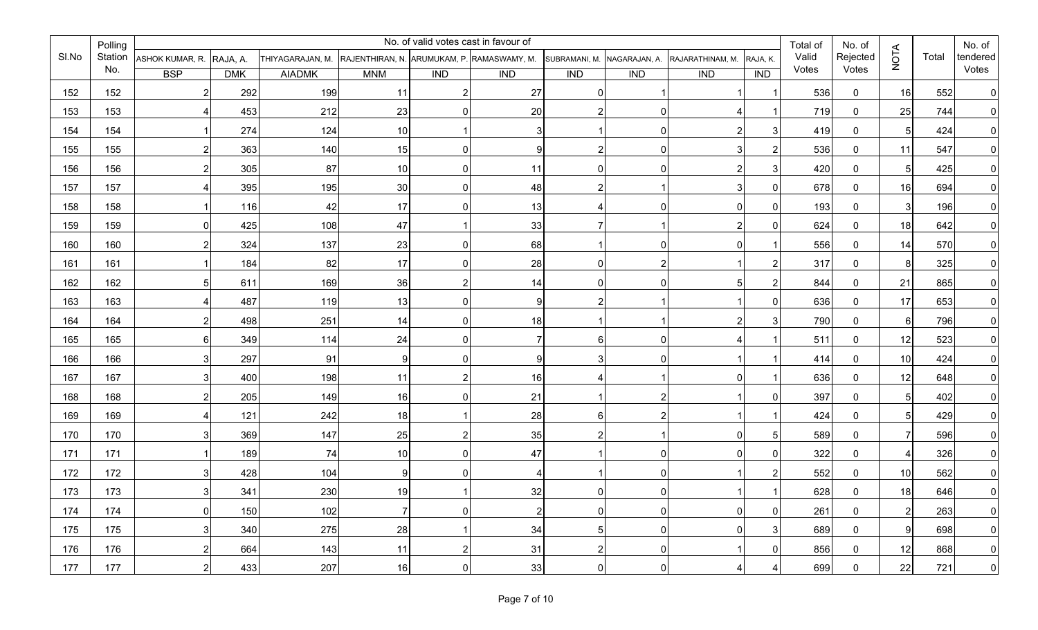| Sl.No | Polling Station No. | No. of valid votes cast in favour of | | | | | | | | | | Total of Valid Votes | No. of Rejected Votes | NOTA | Total | No. of tendered Votes |
|---|---|---|---|---|---|---|---|---|---|---|---|---|---|---|---|---|
| | | ASHOK KUMAR, R. | RAJA, A. | THIYAGARAJAN, M. | RAJENTHIRAN, N. | ARUMUKAM, P. | RAMASWAMY, M. | SUBRAMANI, M. | NAGARAJAN, A. | RAJARATHINAM, M. | RAJA, K. | | | | | |
| | | BSP | DMK | AIADMK | MNM | IND | IND | IND | IND | IND | IND | | | | | |
| 152 | 152 | 2 | 292 | 199 | 11 | 2 | 27 | 0 | 1 | 1 | 1 | 536 | 0 | 16 | 552 | 0 |
| 153 | 153 | 4 | 453 | 212 | 23 | 0 | 20 | 2 | 0 | 4 | 1 | 719 | 0 | 25 | 744 | 0 |
| 154 | 154 | 1 | 274 | 124 | 10 | 1 | 3 | 1 | 0 | 2 | 3 | 419 | 0 | 5 | 424 | 0 |
| 155 | 155 | 2 | 363 | 140 | 15 | 0 | 9 | 2 | 0 | 3 | 2 | 536 | 0 | 11 | 547 | 0 |
| 156 | 156 | 2 | 305 | 87 | 10 | 0 | 11 | 0 | 0 | 2 | 3 | 420 | 0 | 5 | 425 | 0 |
| 157 | 157 | 4 | 395 | 195 | 30 | 0 | 48 | 2 | 1 | 3 | 0 | 678 | 0 | 16 | 694 | 0 |
| 158 | 158 | 1 | 116 | 42 | 17 | 0 | 13 | 4 | 0 | 0 | 0 | 193 | 0 | 3 | 196 | 0 |
| 159 | 159 | 0 | 425 | 108 | 47 | 1 | 33 | 7 | 1 | 2 | 0 | 624 | 0 | 18 | 642 | 0 |
| 160 | 160 | 2 | 324 | 137 | 23 | 0 | 68 | 1 | 0 | 0 | 1 | 556 | 0 | 14 | 570 | 0 |
| 161 | 161 | 1 | 184 | 82 | 17 | 0 | 28 | 0 | 2 | 1 | 2 | 317 | 0 | 8 | 325 | 0 |
| 162 | 162 | 5 | 611 | 169 | 36 | 2 | 14 | 0 | 0 | 5 | 2 | 844 | 0 | 21 | 865 | 0 |
| 163 | 163 | 4 | 487 | 119 | 13 | 0 | 9 | 2 | 1 | 1 | 0 | 636 | 0 | 17 | 653 | 0 |
| 164 | 164 | 2 | 498 | 251 | 14 | 0 | 18 | 1 | 1 | 2 | 3 | 790 | 0 | 6 | 796 | 0 |
| 165 | 165 | 6 | 349 | 114 | 24 | 0 | 7 | 6 | 0 | 4 | 1 | 511 | 0 | 12 | 523 | 0 |
| 166 | 166 | 3 | 297 | 91 | 9 | 0 | 9 | 3 | 0 | 1 | 1 | 414 | 0 | 10 | 424 | 0 |
| 167 | 167 | 3 | 400 | 198 | 11 | 2 | 16 | 4 | 1 | 0 | 1 | 636 | 0 | 12 | 648 | 0 |
| 168 | 168 | 2 | 205 | 149 | 16 | 0 | 21 | 1 | 2 | 1 | 0 | 397 | 0 | 5 | 402 | 0 |
| 169 | 169 | 4 | 121 | 242 | 18 | 1 | 28 | 6 | 2 | 1 | 1 | 424 | 0 | 5 | 429 | 0 |
| 170 | 170 | 3 | 369 | 147 | 25 | 2 | 35 | 2 | 1 | 0 | 5 | 589 | 0 | 7 | 596 | 0 |
| 171 | 171 | 1 | 189 | 74 | 10 | 0 | 47 | 1 | 0 | 0 | 0 | 322 | 0 | 4 | 326 | 0 |
| 172 | 172 | 3 | 428 | 104 | 9 | 0 | 4 | 1 | 0 | 1 | 2 | 552 | 0 | 10 | 562 | 0 |
| 173 | 173 | 3 | 341 | 230 | 19 | 1 | 32 | 0 | 0 | 1 | 1 | 628 | 0 | 18 | 646 | 0 |
| 174 | 174 | 0 | 150 | 102 | 7 | 0 | 2 | 0 | 0 | 0 | 0 | 261 | 0 | 2 | 263 | 0 |
| 175 | 175 | 3 | 340 | 275 | 28 | 1 | 34 | 5 | 0 | 0 | 3 | 689 | 0 | 9 | 698 | 0 |
| 176 | 176 | 2 | 664 | 143 | 11 | 2 | 31 | 2 | 0 | 1 | 0 | 856 | 0 | 12 | 868 | 0 |
| 177 | 177 | 2 | 433 | 207 | 16 | 0 | 33 | 0 | 0 | 4 | 4 | 699 | 0 | 22 | 721 | 0 |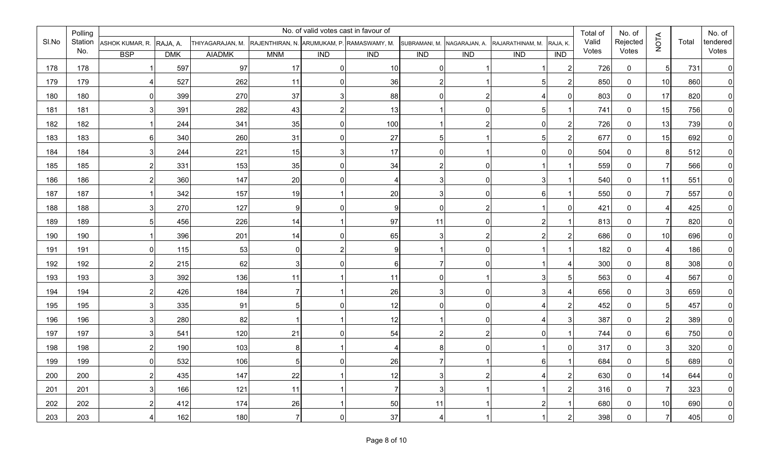| Sl.No | Polling Station No. | No. of valid votes cast in favour of | | | | | | | | | | Total of Valid Votes | No. of Rejected Votes | NOTA | Total | No. of tendered Votes |
|---|---|---|---|---|---|---|---|---|---|---|---|---|---|---|---|---|
| | | ASHOK KUMAR, R. | RAJA, A. | THIYAGARAJAN, M. | RAJENTHIRAN, N. | ARUMUKAM, P. | RAMASWAMY, M. | SUBRAMANI, M. | NAGARAJAN, A. | RAJARATHINAM, M. | RAJA, K. | | | | | |
| | | BSP | DMK | AIADMK | MNM | IND | IND | IND | IND | IND | IND | | | | | |
| 178 | 178 | 1 | 597 | 97 | 17 | 0 | 10 | 0 | 1 | 1 | 2 | 726 | 0 | 5 | 731 | 0 |
| 179 | 179 | 4 | 527 | 262 | 11 | 0 | 36 | 2 | 1 | 5 | 2 | 850 | 0 | 10 | 860 | 0 |
| 180 | 180 | 0 | 399 | 270 | 37 | 3 | 88 | 0 | 2 | 4 | 0 | 803 | 0 | 17 | 820 | 0 |
| 181 | 181 | 3 | 391 | 282 | 43 | 2 | 13 | 1 | 0 | 5 | 1 | 741 | 0 | 15 | 756 | 0 |
| 182 | 182 | 1 | 244 | 341 | 35 | 0 | 100 | 1 | 2 | 0 | 2 | 726 | 0 | 13 | 739 | 0 |
| 183 | 183 | 6 | 340 | 260 | 31 | 0 | 27 | 5 | 1 | 5 | 2 | 677 | 0 | 15 | 692 | 0 |
| 184 | 184 | 3 | 244 | 221 | 15 | 3 | 17 | 0 | 1 | 0 | 0 | 504 | 0 | 8 | 512 | 0 |
| 185 | 185 | 2 | 331 | 153 | 35 | 0 | 34 | 2 | 0 | 1 | 1 | 559 | 0 | 7 | 566 | 0 |
| 186 | 186 | 2 | 360 | 147 | 20 | 0 | 4 | 3 | 0 | 3 | 1 | 540 | 0 | 11 | 551 | 0 |
| 187 | 187 | 1 | 342 | 157 | 19 | 1 | 20 | 3 | 0 | 6 | 1 | 550 | 0 | 7 | 557 | 0 |
| 188 | 188 | 3 | 270 | 127 | 9 | 0 | 9 | 0 | 2 | 1 | 0 | 421 | 0 | 4 | 425 | 0 |
| 189 | 189 | 5 | 456 | 226 | 14 | 1 | 97 | 11 | 0 | 2 | 1 | 813 | 0 | 7 | 820 | 0 |
| 190 | 190 | 1 | 396 | 201 | 14 | 0 | 65 | 3 | 2 | 2 | 2 | 686 | 0 | 10 | 696 | 0 |
| 191 | 191 | 0 | 115 | 53 | 0 | 2 | 9 | 1 | 0 | 1 | 1 | 182 | 0 | 4 | 186 | 0 |
| 192 | 192 | 2 | 215 | 62 | 3 | 0 | 6 | 7 | 0 | 1 | 4 | 300 | 0 | 8 | 308 | 0 |
| 193 | 193 | 3 | 392 | 136 | 11 | 1 | 11 | 0 | 1 | 3 | 5 | 563 | 0 | 4 | 567 | 0 |
| 194 | 194 | 2 | 426 | 184 | 7 | 1 | 26 | 3 | 0 | 3 | 4 | 656 | 0 | 3 | 659 | 0 |
| 195 | 195 | 3 | 335 | 91 | 5 | 0 | 12 | 0 | 0 | 4 | 2 | 452 | 0 | 5 | 457 | 0 |
| 196 | 196 | 3 | 280 | 82 | 1 | 1 | 12 | 1 | 0 | 4 | 3 | 387 | 0 | 2 | 389 | 0 |
| 197 | 197 | 3 | 541 | 120 | 21 | 0 | 54 | 2 | 2 | 0 | 1 | 744 | 0 | 6 | 750 | 0 |
| 198 | 198 | 2 | 190 | 103 | 8 | 1 | 4 | 8 | 0 | 1 | 0 | 317 | 0 | 3 | 320 | 0 |
| 199 | 199 | 0 | 532 | 106 | 5 | 0 | 26 | 7 | 1 | 6 | 1 | 684 | 0 | 5 | 689 | 0 |
| 200 | 200 | 2 | 435 | 147 | 22 | 1 | 12 | 3 | 2 | 4 | 2 | 630 | 0 | 14 | 644 | 0 |
| 201 | 201 | 3 | 166 | 121 | 11 | 1 | 7 | 3 | 1 | 1 | 2 | 316 | 0 | 7 | 323 | 0 |
| 202 | 202 | 2 | 412 | 174 | 26 | 1 | 50 | 11 | 1 | 2 | 1 | 680 | 0 | 10 | 690 | 0 |
| 203 | 203 | 4 | 162 | 180 | 7 | 0 | 37 | 4 | 1 | 1 | 2 | 398 | 0 | 7 | 405 | 0 |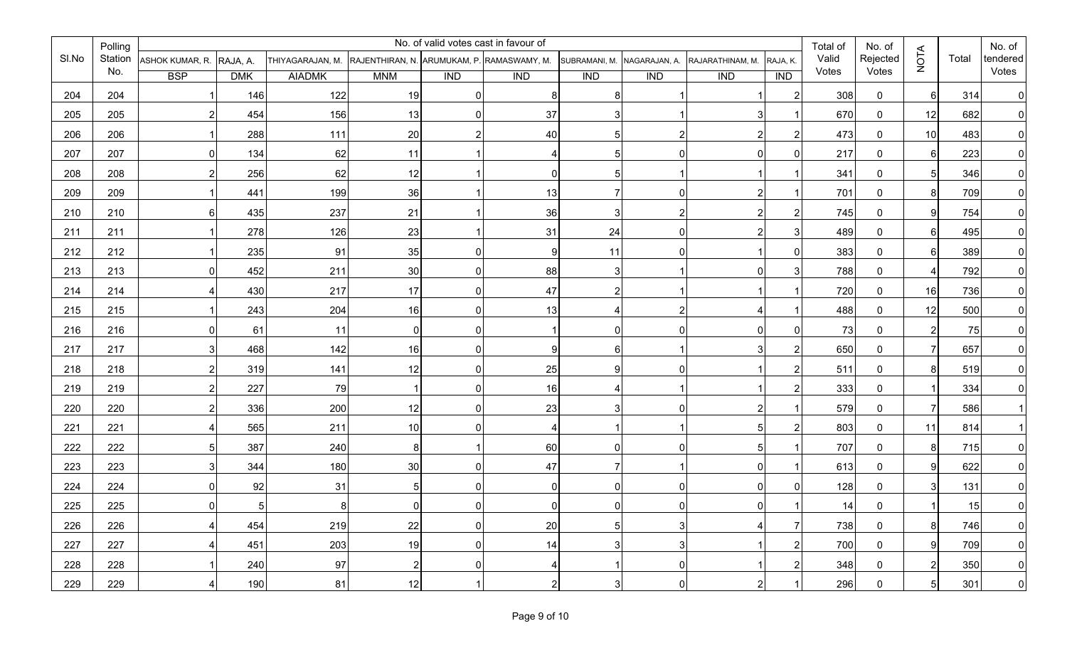| Sl.No | Polling Station No. | No. of valid votes cast in favour of | | | | | | | | | | Total of Valid Votes | No. of Rejected Votes | NOTA | Total | No. of tendered Votes |
|---|---|---|---|---|---|---|---|---|---|---|---|---|---|---|---|---|
| | | ASHOK KUMAR, R. | RAJA, A. | THIYAGARAJAN, M. | RAJENTHIRAN, N. | ARUMUKAM, P. | RAMASWAMY, M. | SUBRAMANI, M. | NAGARAJAN, A. | RAJARATHINAM, M. | RAJA, K. | | | | | |
| | | BSP | DMK | AIADMK | MNM | IND | IND | IND | IND | IND | IND | | | | | |
| 204 | 204 | 1 | 146 | 122 | 19 | 0 | 8 | 8 | 1 | 1 | 2 | 308 | 0 | 6 | 314 | 0 |
| 205 | 205 | 2 | 454 | 156 | 13 | 0 | 37 | 3 | 1 | 3 | 1 | 670 | 0 | 12 | 682 | 0 |
| 206 | 206 | 1 | 288 | 111 | 20 | 2 | 40 | 5 | 2 | 2 | 2 | 473 | 0 | 10 | 483 | 0 |
| 207 | 207 | 0 | 134 | 62 | 11 | 1 | 4 | 5 | 0 | 0 | 0 | 217 | 0 | 6 | 223 | 0 |
| 208 | 208 | 2 | 256 | 62 | 12 | 1 | 0 | 5 | 1 | 1 | 1 | 341 | 0 | 5 | 346 | 0 |
| 209 | 209 | 1 | 441 | 199 | 36 | 1 | 13 | 7 | 0 | 2 | 1 | 701 | 0 | 8 | 709 | 0 |
| 210 | 210 | 6 | 435 | 237 | 21 | 1 | 36 | 3 | 2 | 2 | 2 | 745 | 0 | 9 | 754 | 0 |
| 211 | 211 | 1 | 278 | 126 | 23 | 1 | 31 | 24 | 0 | 2 | 3 | 489 | 0 | 6 | 495 | 0 |
| 212 | 212 | 1 | 235 | 91 | 35 | 0 | 9 | 11 | 0 | 1 | 0 | 383 | 0 | 6 | 389 | 0 |
| 213 | 213 | 0 | 452 | 211 | 30 | 0 | 88 | 3 | 1 | 0 | 3 | 788 | 0 | 4 | 792 | 0 |
| 214 | 214 | 4 | 430 | 217 | 17 | 0 | 47 | 2 | 1 | 1 | 1 | 720 | 0 | 16 | 736 | 0 |
| 215 | 215 | 1 | 243 | 204 | 16 | 0 | 13 | 4 | 2 | 4 | 1 | 488 | 0 | 12 | 500 | 0 |
| 216 | 216 | 0 | 61 | 11 | 0 | 0 | 1 | 0 | 0 | 0 | 0 | 73 | 0 | 2 | 75 | 0 |
| 217 | 217 | 3 | 468 | 142 | 16 | 0 | 9 | 6 | 1 | 3 | 2 | 650 | 0 | 7 | 657 | 0 |
| 218 | 218 | 2 | 319 | 141 | 12 | 0 | 25 | 9 | 0 | 1 | 2 | 511 | 0 | 8 | 519 | 0 |
| 219 | 219 | 2 | 227 | 79 | 1 | 0 | 16 | 4 | 1 | 1 | 2 | 333 | 0 | 1 | 334 | 0 |
| 220 | 220 | 2 | 336 | 200 | 12 | 0 | 23 | 3 | 0 | 2 | 1 | 579 | 0 | 7 | 586 | 1 |
| 221 | 221 | 4 | 565 | 211 | 10 | 0 | 4 | 1 | 1 | 5 | 2 | 803 | 0 | 11 | 814 | 1 |
| 222 | 222 | 5 | 387 | 240 | 8 | 1 | 60 | 0 | 0 | 5 | 1 | 707 | 0 | 8 | 715 | 0 |
| 223 | 223 | 3 | 344 | 180 | 30 | 0 | 47 | 7 | 1 | 0 | 1 | 613 | 0 | 9 | 622 | 0 |
| 224 | 224 | 0 | 92 | 31 | 5 | 0 | 0 | 0 | 0 | 0 | 0 | 128 | 0 | 3 | 131 | 0 |
| 225 | 225 | 0 | 5 | 8 | 0 | 0 | 0 | 0 | 0 | 0 | 1 | 14 | 0 | 1 | 15 | 0 |
| 226 | 226 | 4 | 454 | 219 | 22 | 0 | 20 | 5 | 3 | 4 | 7 | 738 | 0 | 8 | 746 | 0 |
| 227 | 227 | 4 | 451 | 203 | 19 | 0 | 14 | 3 | 3 | 1 | 2 | 700 | 0 | 9 | 709 | 0 |
| 228 | 228 | 1 | 240 | 97 | 2 | 0 | 4 | 1 | 0 | 1 | 2 | 348 | 0 | 2 | 350 | 0 |
| 229 | 229 | 4 | 190 | 81 | 12 | 1 | 2 | 3 | 0 | 2 | 1 | 296 | 0 | 5 | 301 | 0 |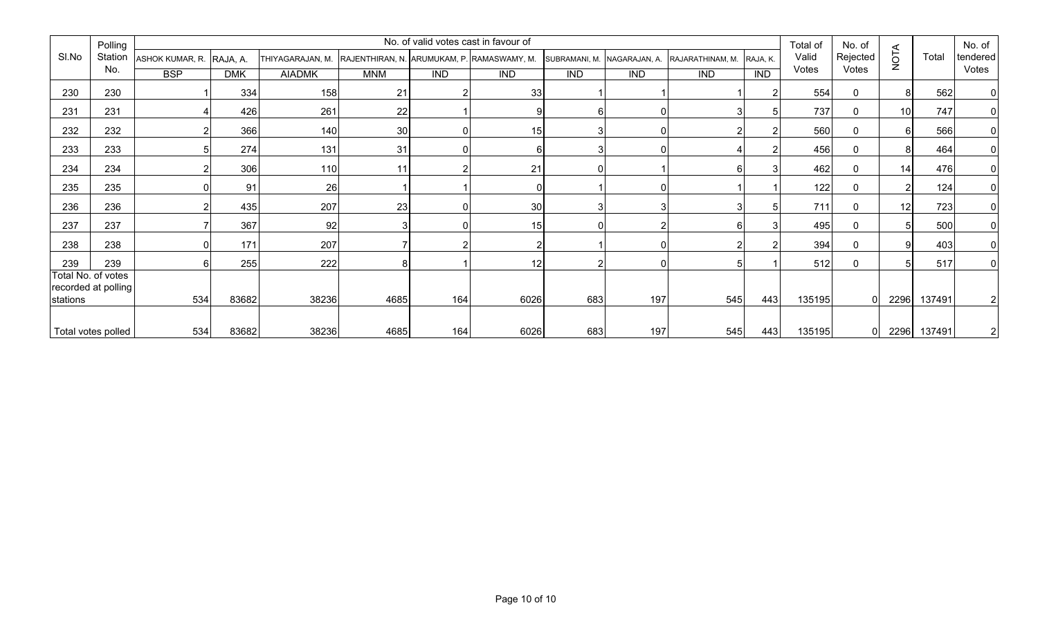| Sl.No | Polling Station No. | No. of valid votes cast in favour of | | | | | | | | | | Total of Valid Votes | No. of Rejected Votes | NOTA | Total | No. of tendered Votes |
|---|---|---|---|---|---|---|---|---|---|---|---|---|---|---|---|---|
| | | ASHOK KUMAR, R. | RAJA, A. | THIYAGARAJAN, M. | RAJENTHIRAN, N. | ARUMUKAM, P. | RAMASWAMY, M. | SUBRAMANI, M. | NAGARAJAN, A. | RAJARATHINAM, M. | RAJA, K. | | | | | |
| | | BSP | DMK | AIADMK | MNM | IND | IND | IND | IND | IND | IND | | | | | |
| 230 | 230 | 1 | 334 | 158 | 21 | 2 | 33 | 1 | 1 | 1 | 2 | 554 | 0 | 8 | 562 | 0 |
| 231 | 231 | 4 | 426 | 261 | 22 | 1 | 9 | 6 | 0 | 3 | 5 | 737 | 0 | 10 | 747 | 0 |
| 232 | 232 | 2 | 366 | 140 | 30 | 0 | 15 | 3 | 0 | 2 | 2 | 560 | 0 | 6 | 566 | 0 |
| 233 | 233 | 5 | 274 | 131 | 31 | 0 | 6 | 3 | 0 | 4 | 2 | 456 | 0 | 8 | 464 | 0 |
| 234 | 234 | 2 | 306 | 110 | 11 | 2 | 21 | 0 | 1 | 6 | 3 | 462 | 0 | 14 | 476 | 0 |
| 235 | 235 | 0 | 91 | 26 | 1 | 1 | 0 | 1 | 0 | 1 | 1 | 122 | 0 | 2 | 124 | 0 |
| 236 | 236 | 2 | 435 | 207 | 23 | 0 | 30 | 3 | 3 | 3 | 5 | 711 | 0 | 12 | 723 | 0 |
| 237 | 237 | 7 | 367 | 92 | 3 | 0 | 15 | 0 | 2 | 6 | 3 | 495 | 0 | 5 | 500 | 0 |
| 238 | 238 | 0 | 171 | 207 | 7 | 2 | 2 | 1 | 0 | 2 | 2 | 394 | 0 | 9 | 403 | 0 |
| 239 | 239 | 6 | 255 | 222 | 8 | 1 | 12 | 2 | 0 | 5 | 1 | 512 | 0 | 5 | 517 | 0 |
| Total No. of votes recorded at polling stations | | 534 | 83682 | 38236 | 4685 | 164 | 6026 | 683 | 197 | 545 | 443 | 135195 | 0 | 2296 | 137491 | 2 |
| Total votes polled | | 534 | 83682 | 38236 | 4685 | 164 | 6026 | 683 | 197 | 545 | 443 | 135195 | 0 | 2296 | 137491 | 2 |